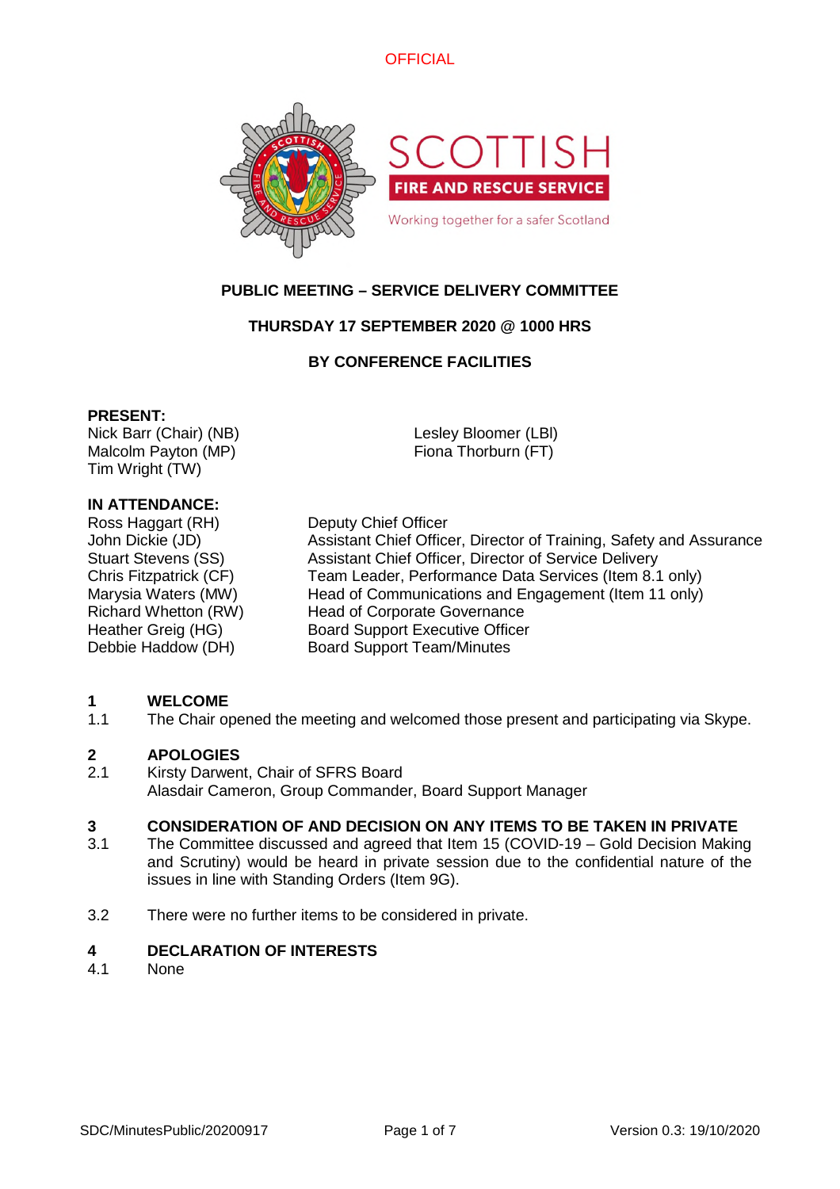OFFICIAL

SCOTTISH FIRE AND RESCUE SERVICE

Working together for a safer Scotland

# PUBLIC MEETING – SERVICE DELIVERY COMMITTEE

## THURSDAY 17 SEPTEMBER 2020 @ 1000 HRS

## BY CONFERENCE FACILITIES

**PRESENT:**

Nick Barr (Chair) (NB)
Malcolm Payton (MP)
Tim Wright (TW)
Lesley Bloomer (LBl)
Fiona Thorburn (FT)

**IN ATTENDANCE:**

| | |
|---|---|
| Ross Haggart (RH) | Deputy Chief Officer |
| John Dickie (JD) | Assistant Chief Officer, Director of Training, Safety and Assurance |
| Stuart Stevens (SS) | Assistant Chief Officer, Director of Service Delivery |
| Chris Fitzpatrick (CF) | Team Leader, Performance Data Services (Item 8.1 only) |
| Marysia Waters (MW) | Head of Communications and Engagement (Item 11 only) |
| Richard Whetton (RW) | Head of Corporate Governance |
| Heather Greig (HG) | Board Support Executive Officer |
| Debbie Haddow (DH) | Board Support Team/Minutes |

**1 WELCOME**

1.1 The Chair opened the meeting and welcomed those present and participating via Skype.

**2 APOLOGIES**

2.1 Kirsty Darwent, Chair of SFRS Board
Alasdair Cameron, Group Commander, Board Support Manager

**3 CONSIDERATION OF AND DECISION ON ANY ITEMS TO BE TAKEN IN PRIVATE**

3.1 The Committee discussed and agreed that Item 15 (COVID-19 – Gold Decision Making and Scrutiny) would be heard in private session due to the confidential nature of the issues in line with Standing Orders (Item 9G).

3.2 There were no further items to be considered in private.

**4 DECLARATION OF INTERESTS**

4.1 None

SDC/MinutesPublic/20200917 Version 0.3: 19/10/2020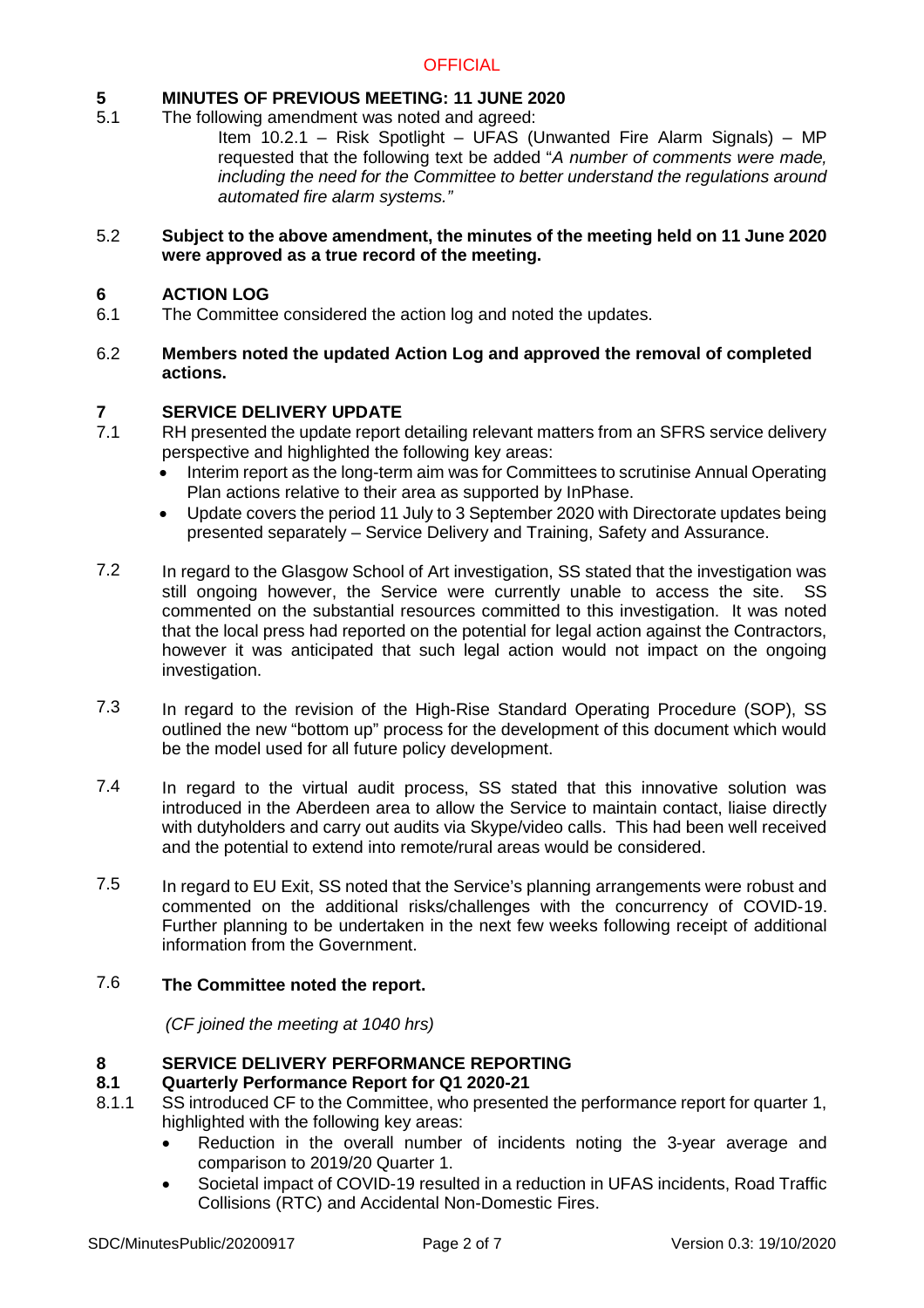## 5 MINUTES OF PREVIOUS MEETING: 11 JUNE 2020

5.1 The following amendment was noted and agreed:

Item 10.2.1 – Risk Spotlight – UFAS (Unwanted Fire Alarm Signals) – MP requested that the following text be added "*A number of comments were made, including the need for the Committee to better understand the regulations around automated fire alarm systems."*

5.2 **Subject to the above amendment, the minutes of the meeting held on 11 June 2020 were approved as a true record of the meeting.**

## 6 ACTION LOG

6.1 The Committee considered the action log and noted the updates.

6.2 **Members noted the updated Action Log and approved the removal of completed actions.**

## 7 SERVICE DELIVERY UPDATE

7.1 RH presented the update report detailing relevant matters from an SFRS service delivery perspective and highlighted the following key areas:

- Interim report as the long-term aim was for Committees to scrutinise Annual Operating Plan actions relative to their area as supported by InPhase.
- Update covers the period 11 July to 3 September 2020 with Directorate updates being presented separately – Service Delivery and Training, Safety and Assurance.

7.2 In regard to the Glasgow School of Art investigation, SS stated that the investigation was still ongoing however, the Service were currently unable to access the site. SS commented on the substantial resources committed to this investigation. It was noted that the local press had reported on the potential for legal action against the Contractors, however it was anticipated that such legal action would not impact on the ongoing investigation.

7.3 In regard to the revision of the High-Rise Standard Operating Procedure (SOP), SS outlined the new "bottom up" process for the development of this document which would be the model used for all future policy development.

7.4 In regard to the virtual audit process, SS stated that this innovative solution was introduced in the Aberdeen area to allow the Service to maintain contact, liaise directly with dutyholders and carry out audits via Skype/video calls. This had been well received and the potential to extend into remote/rural areas would be considered.

7.5 In regard to EU Exit, SS noted that the Service's planning arrangements were robust and commented on the additional risks/challenges with the concurrency of COVID-19. Further planning to be undertaken in the next few weeks following receipt of additional information from the Government.

7.6 **The Committee noted the report.**

*(CF joined the meeting at 1040 hrs)*

## 8 SERVICE DELIVERY PERFORMANCE REPORTING

### 8.1 Quarterly Performance Report for Q1 2020-21

8.1.1 SS introduced CF to the Committee, who presented the performance report for quarter 1, highlighted with the following key areas:

- Reduction in the overall number of incidents noting the 3-year average and comparison to 2019/20 Quarter 1.
- Societal impact of COVID-19 resulted in a reduction in UFAS incidents, Road Traffic Collisions (RTC) and Accidental Non-Domestic Fires.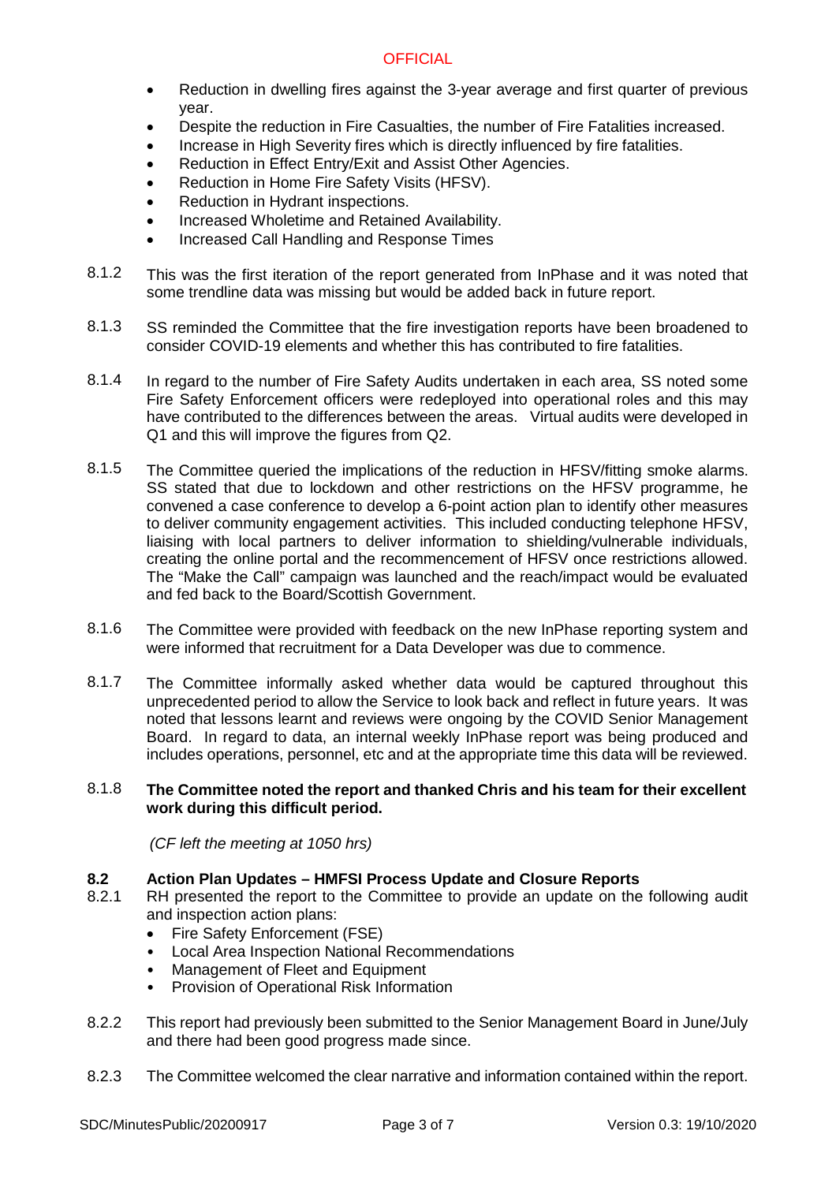- Reduction in dwelling fires against the 3-year average and first quarter of previous year.
- Despite the reduction in Fire Casualties, the number of Fire Fatalities increased.
- Increase in High Severity fires which is directly influenced by fire fatalities.
- Reduction in Effect Entry/Exit and Assist Other Agencies.
- Reduction in Home Fire Safety Visits (HFSV).
- Reduction in Hydrant inspections.
- Increased Wholetime and Retained Availability.
- Increased Call Handling and Response Times

8.1.2 This was the first iteration of the report generated from InPhase and it was noted that some trendline data was missing but would be added back in future report.

8.1.3 SS reminded the Committee that the fire investigation reports have been broadened to consider COVID-19 elements and whether this has contributed to fire fatalities.

8.1.4 In regard to the number of Fire Safety Audits undertaken in each area, SS noted some Fire Safety Enforcement officers were redeployed into operational roles and this may have contributed to the differences between the areas. Virtual audits were developed in Q1 and this will improve the figures from Q2.

8.1.5 The Committee queried the implications of the reduction in HFSV/fitting smoke alarms. SS stated that due to lockdown and other restrictions on the HFSV programme, he convened a case conference to develop a 6-point action plan to identify other measures to deliver community engagement activities. This included conducting telephone HFSV, liaising with local partners to deliver information to shielding/vulnerable individuals, creating the online portal and the recommencement of HFSV once restrictions allowed. The "Make the Call" campaign was launched and the reach/impact would be evaluated and fed back to the Board/Scottish Government.

8.1.6 The Committee were provided with feedback on the new InPhase reporting system and were informed that recruitment for a Data Developer was due to commence.

8.1.7 The Committee informally asked whether data would be captured throughout this unprecedented period to allow the Service to look back and reflect in future years. It was noted that lessons learnt and reviews were ongoing by the COVID Senior Management Board. In regard to data, an internal weekly InPhase report was being produced and includes operations, personnel, etc and at the appropriate time this data will be reviewed.

8.1.8 **The Committee noted the report and thanked Chris and his team for their excellent work during this difficult period.**

*(CF left the meeting at 1050 hrs)*

### 8.2 Action Plan Updates – HMFSI Process Update and Closure Reports

8.2.1 RH presented the report to the Committee to provide an update on the following audit and inspection action plans:

- Fire Safety Enforcement (FSE)
- Local Area Inspection National Recommendations
- Management of Fleet and Equipment
- Provision of Operational Risk Information

8.2.2 This report had previously been submitted to the Senior Management Board in June/July and there had been good progress made since.

8.2.3 The Committee welcomed the clear narrative and information contained within the report.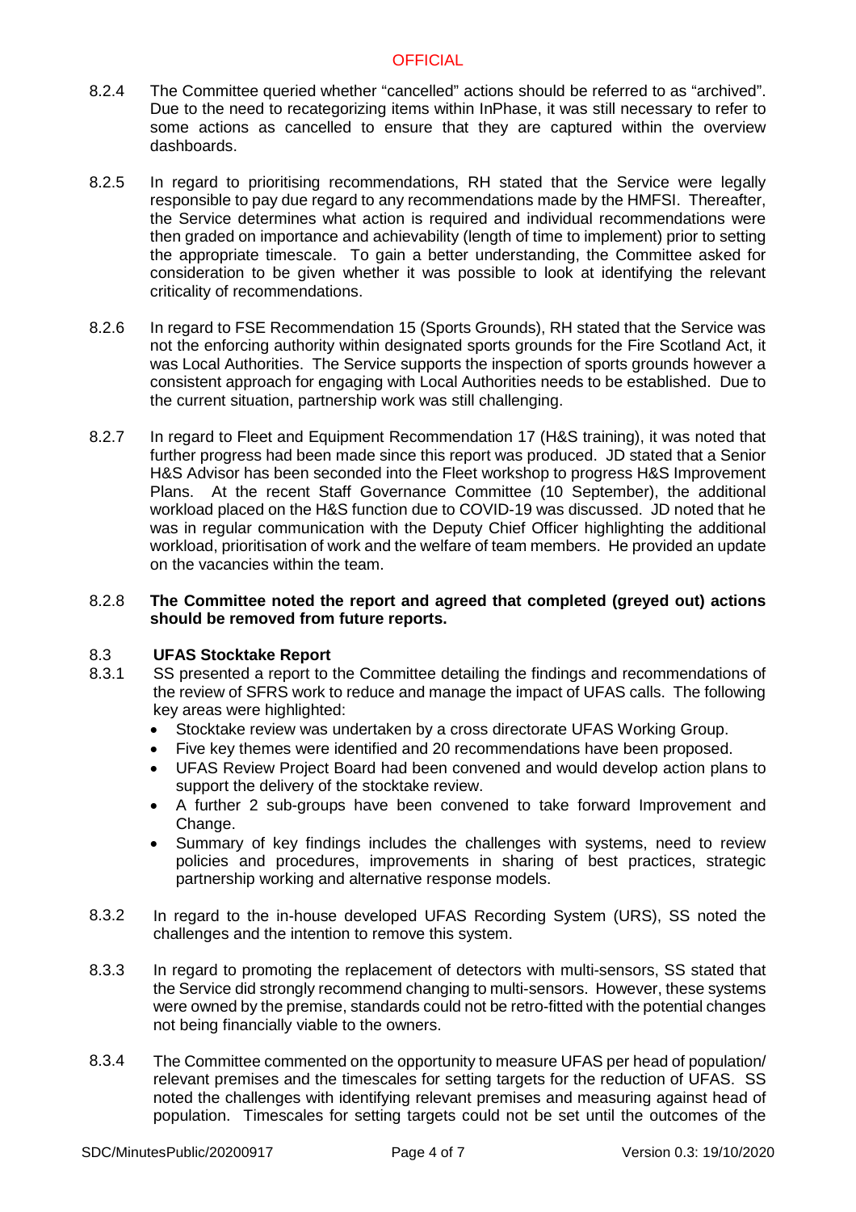8.2.4 The Committee queried whether "cancelled" actions should be referred to as "archived". Due to the need to recategorizing items within InPhase, it was still necessary to refer to some actions as cancelled to ensure that they are captured within the overview dashboards.

8.2.5 In regard to prioritising recommendations, RH stated that the Service were legally responsible to pay due regard to any recommendations made by the HMFSI. Thereafter, the Service determines what action is required and individual recommendations were then graded on importance and achievability (length of time to implement) prior to setting the appropriate timescale. To gain a better understanding, the Committee asked for consideration to be given whether it was possible to look at identifying the relevant criticality of recommendations.

8.2.6 In regard to FSE Recommendation 15 (Sports Grounds), RH stated that the Service was not the enforcing authority within designated sports grounds for the Fire Scotland Act, it was Local Authorities. The Service supports the inspection of sports grounds however a consistent approach for engaging with Local Authorities needs to be established. Due to the current situation, partnership work was still challenging.

8.2.7 In regard to Fleet and Equipment Recommendation 17 (H&S training), it was noted that further progress had been made since this report was produced. JD stated that a Senior H&S Advisor has been seconded into the Fleet workshop to progress H&S Improvement Plans. At the recent Staff Governance Committee (10 September), the additional workload placed on the H&S function due to COVID-19 was discussed. JD noted that he was in regular communication with the Deputy Chief Officer highlighting the additional workload, prioritisation of work and the welfare of team members. He provided an update on the vacancies within the team.

8.2.8 **The Committee noted the report and agreed that completed (greyed out) actions should be removed from future reports.**

## 8.3 UFAS Stocktake Report

8.3.1 SS presented a report to the Committee detailing the findings and recommendations of the review of SFRS work to reduce and manage the impact of UFAS calls. The following key areas were highlighted:

- Stocktake review was undertaken by a cross directorate UFAS Working Group.
- Five key themes were identified and 20 recommendations have been proposed.
- UFAS Review Project Board had been convened and would develop action plans to support the delivery of the stocktake review.
- A further 2 sub-groups have been convened to take forward Improvement and Change.
- Summary of key findings includes the challenges with systems, need to review policies and procedures, improvements in sharing of best practices, strategic partnership working and alternative response models.

8.3.2 In regard to the in-house developed UFAS Recording System (URS), SS noted the challenges and the intention to remove this system.

8.3.3 In regard to promoting the replacement of detectors with multi-sensors, SS stated that the Service did strongly recommend changing to multi-sensors. However, these systems were owned by the premise, standards could not be retro-fitted with the potential changes not being financially viable to the owners.

8.3.4 The Committee commented on the opportunity to measure UFAS per head of population/ relevant premises and the timescales for setting targets for the reduction of UFAS. SS noted the challenges with identifying relevant premises and measuring against head of population. Timescales for setting targets could not be set until the outcomes of the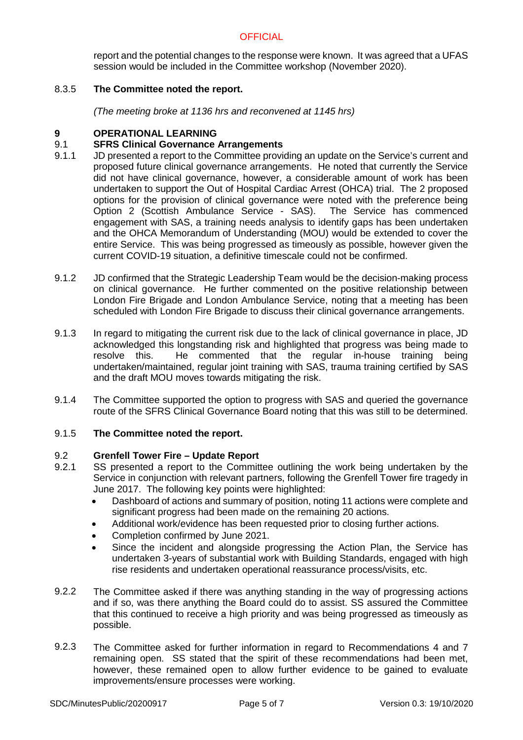report and the potential changes to the response were known. It was agreed that a UFAS session would be included in the Committee workshop (November 2020).

8.3.5 **The Committee noted the report.**

*(The meeting broke at 1136 hrs and reconvened at 1145 hrs)*

## 9 OPERATIONAL LEARNING

### 9.1 SFRS Clinical Governance Arrangements

9.1.1 JD presented a report to the Committee providing an update on the Service's current and proposed future clinical governance arrangements. He noted that currently the Service did not have clinical governance, however, a considerable amount of work has been undertaken to support the Out of Hospital Cardiac Arrest (OHCA) trial. The 2 proposed options for the provision of clinical governance were noted with the preference being Option 2 (Scottish Ambulance Service - SAS). The Service has commenced engagement with SAS, a training needs analysis to identify gaps has been undertaken and the OHCA Memorandum of Understanding (MOU) would be extended to cover the entire Service. This was being progressed as timeously as possible, however given the current COVID-19 situation, a definitive timescale could not be confirmed.

9.1.2 JD confirmed that the Strategic Leadership Team would be the decision-making process on clinical governance. He further commented on the positive relationship between London Fire Brigade and London Ambulance Service, noting that a meeting has been scheduled with London Fire Brigade to discuss their clinical governance arrangements.

9.1.3 In regard to mitigating the current risk due to the lack of clinical governance in place, JD acknowledged this longstanding risk and highlighted that progress was being made to resolve this. He commented that the regular in-house training being undertaken/maintained, regular joint training with SAS, trauma training certified by SAS and the draft MOU moves towards mitigating the risk.

9.1.4 The Committee supported the option to progress with SAS and queried the governance route of the SFRS Clinical Governance Board noting that this was still to be determined.

9.1.5 **The Committee noted the report.**

### 9.2 Grenfell Tower Fire – Update Report

9.2.1 SS presented a report to the Committee outlining the work being undertaken by the Service in conjunction with relevant partners, following the Grenfell Tower fire tragedy in June 2017. The following key points were highlighted:

- Dashboard of actions and summary of position, noting 11 actions were complete and significant progress had been made on the remaining 20 actions.
- Additional work/evidence has been requested prior to closing further actions.
- Completion confirmed by June 2021.
- Since the incident and alongside progressing the Action Plan, the Service has undertaken 3-years of substantial work with Building Standards, engaged with high rise residents and undertaken operational reassurance process/visits, etc.

9.2.2 The Committee asked if there was anything standing in the way of progressing actions and if so, was there anything the Board could do to assist. SS assured the Committee that this continued to receive a high priority and was being progressed as timeously as possible.

9.2.3 The Committee asked for further information in regard to Recommendations 4 and 7 remaining open. SS stated that the spirit of these recommendations had been met, however, these remained open to allow further evidence to be gained to evaluate improvements/ensure processes were working.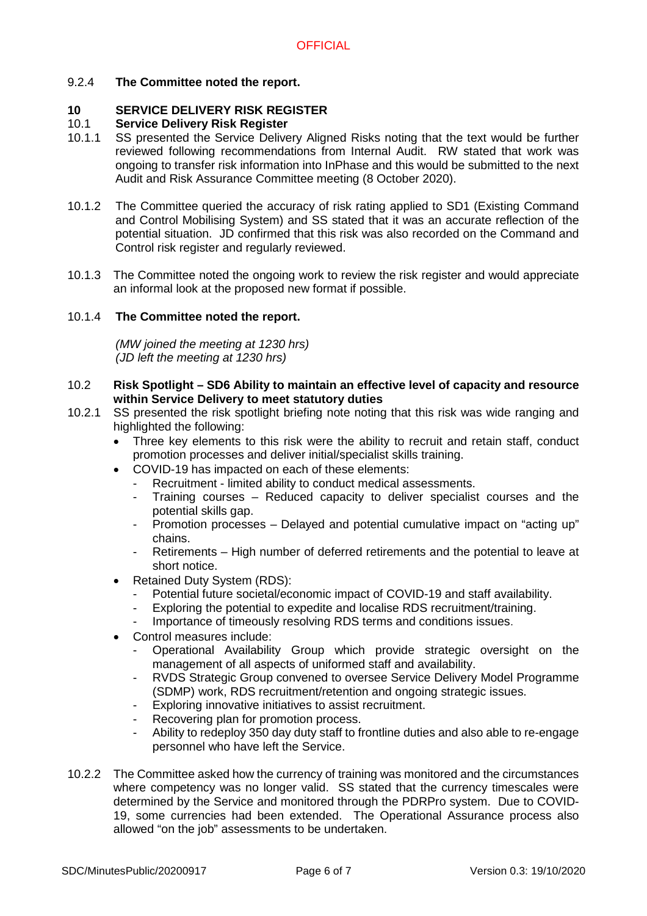9.2.4 **The Committee noted the report.**

## 10 SERVICE DELIVERY RISK REGISTER

### 10.1 Service Delivery Risk Register

10.1.1 SS presented the Service Delivery Aligned Risks noting that the text would be further reviewed following recommendations from Internal Audit. RW stated that work was ongoing to transfer risk information into InPhase and this would be submitted to the next Audit and Risk Assurance Committee meeting (8 October 2020).

10.1.2 The Committee queried the accuracy of risk rating applied to SD1 (Existing Command and Control Mobilising System) and SS stated that it was an accurate reflection of the potential situation. JD confirmed that this risk was also recorded on the Command and Control risk register and regularly reviewed.

10.1.3 The Committee noted the ongoing work to review the risk register and would appreciate an informal look at the proposed new format if possible.

10.1.4 **The Committee noted the report.**

*(MW joined the meeting at 1230 hrs)*
*(JD left the meeting at 1230 hrs)*

### 10.2 Risk Spotlight – SD6 Ability to maintain an effective level of capacity and resource within Service Delivery to meet statutory duties

10.2.1 SS presented the risk spotlight briefing note noting that this risk was wide ranging and highlighted the following:

- Three key elements to this risk were the ability to recruit and retain staff, conduct promotion processes and deliver initial/specialist skills training.
- COVID-19 has impacted on each of these elements:
  - Recruitment - limited ability to conduct medical assessments.
  - Training courses – Reduced capacity to deliver specialist courses and the potential skills gap.
  - Promotion processes – Delayed and potential cumulative impact on "acting up" chains.
  - Retirements – High number of deferred retirements and the potential to leave at short notice.
- Retained Duty System (RDS):
  - Potential future societal/economic impact of COVID-19 and staff availability.
  - Exploring the potential to expedite and localise RDS recruitment/training.
  - Importance of timeously resolving RDS terms and conditions issues.
- Control measures include:
  - Operational Availability Group which provide strategic oversight on the management of all aspects of uniformed staff and availability.
  - RVDS Strategic Group convened to oversee Service Delivery Model Programme (SDMP) work, RDS recruitment/retention and ongoing strategic issues.
  - Exploring innovative initiatives to assist recruitment.
  - Recovering plan for promotion process.
  - Ability to redeploy 350 day duty staff to frontline duties and also able to re-engage personnel who have left the Service.

10.2.2 The Committee asked how the currency of training was monitored and the circumstances where competency was no longer valid. SS stated that the currency timescales were determined by the Service and monitored through the PDRPro system. Due to COVID-19, some currencies had been extended. The Operational Assurance process also allowed "on the job" assessments to be undertaken.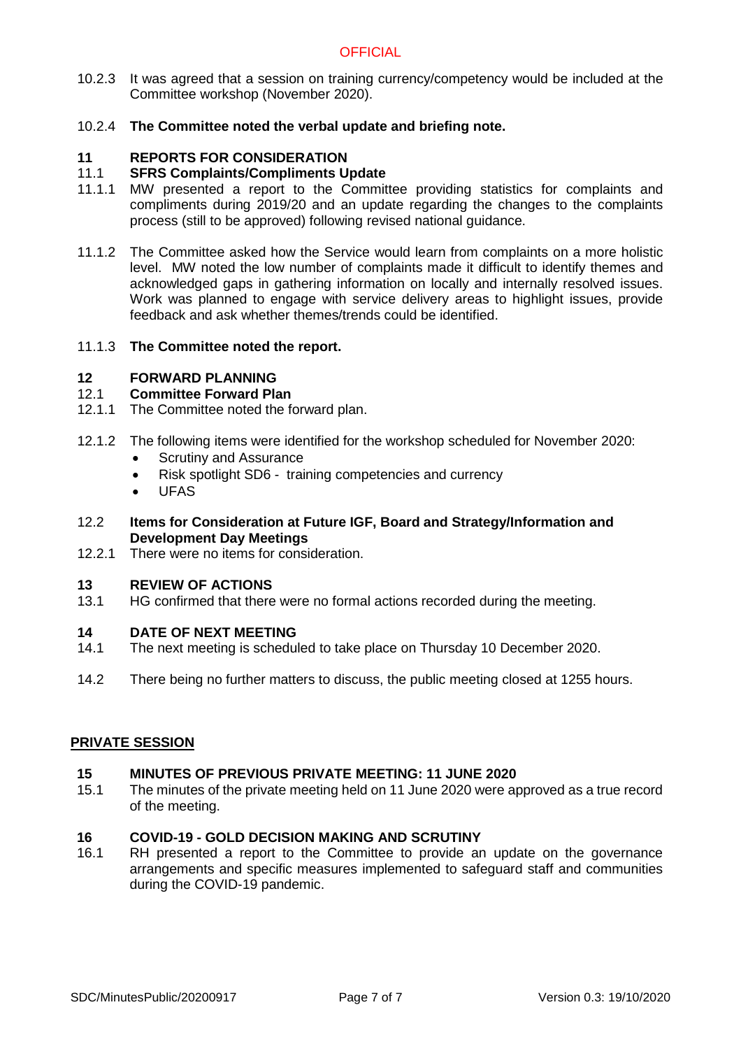10.2.3 It was agreed that a session on training currency/competency would be included at the Committee workshop (November 2020).

10.2.4 **The Committee noted the verbal update and briefing note.**

## 11 REPORTS FOR CONSIDERATION

### 11.1 SFRS Complaints/Compliments Update

11.1.1 MW presented a report to the Committee providing statistics for complaints and compliments during 2019/20 and an update regarding the changes to the complaints process (still to be approved) following revised national guidance.

11.1.2 The Committee asked how the Service would learn from complaints on a more holistic level. MW noted the low number of complaints made it difficult to identify themes and acknowledged gaps in gathering information on locally and internally resolved issues. Work was planned to engage with service delivery areas to highlight issues, provide feedback and ask whether themes/trends could be identified.

11.1.3 **The Committee noted the report.**

## 12 FORWARD PLANNING

### 12.1 Committee Forward Plan

12.1.1 The Committee noted the forward plan.

12.1.2 The following items were identified for the workshop scheduled for November 2020:

- Scrutiny and Assurance
- Risk spotlight SD6 - training competencies and currency
- UFAS

### 12.2 Items for Consideration at Future IGF, Board and Strategy/Information and Development Day Meetings

12.2.1 There were no items for consideration.

## 13 REVIEW OF ACTIONS

13.1 HG confirmed that there were no formal actions recorded during the meeting.

## 14 DATE OF NEXT MEETING

14.1 The next meeting is scheduled to take place on Thursday 10 December 2020.

14.2 There being no further matters to discuss, the public meeting closed at 1255 hours.

## PRIVATE SESSION

## 15 MINUTES OF PREVIOUS PRIVATE MEETING: 11 JUNE 2020

15.1 The minutes of the private meeting held on 11 June 2020 were approved as a true record of the meeting.

## 16 COVID-19 - GOLD DECISION MAKING AND SCRUTINY

16.1 RH presented a report to the Committee to provide an update on the governance arrangements and specific measures implemented to safeguard staff and communities during the COVID-19 pandemic.